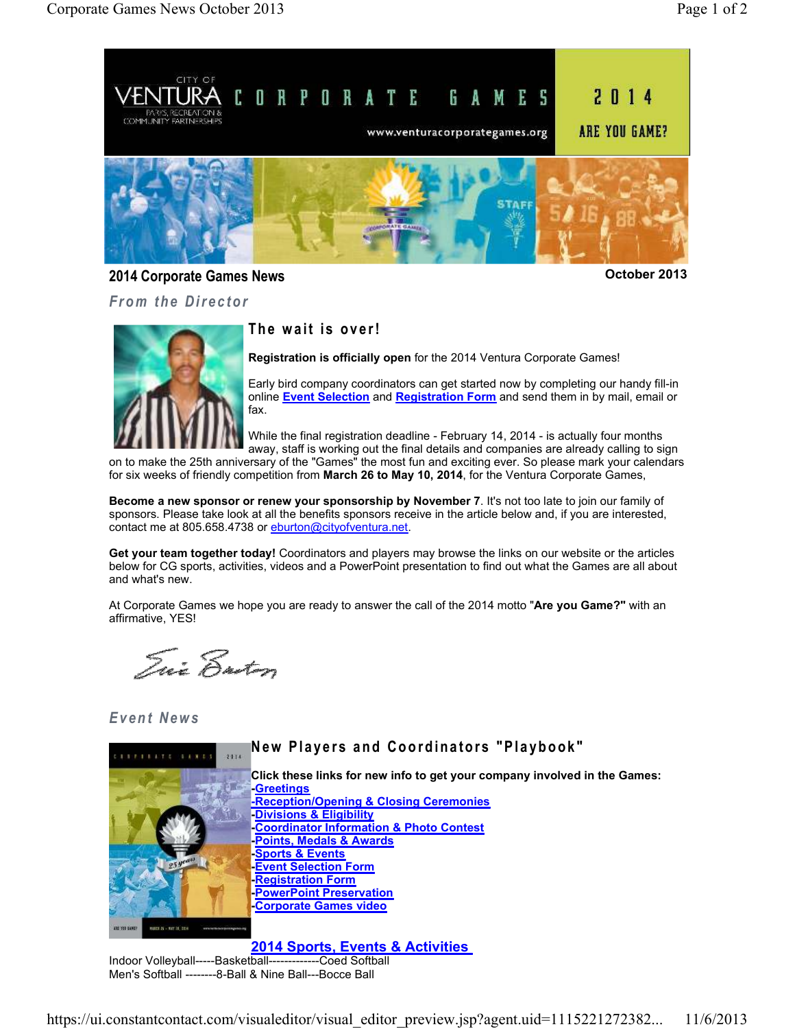CITY OF VENTURA
PARKS, RECREATION & COMMUNITY PARTNERSHIPS

CORPORATE GAMES

www.venturacorporategames.org

2014

ARE YOU GAME?

## 2014 Corporate Games News

October 2013

### From the Director

#### The wait is over!

**Registration is officially open** for the 2014 Ventura Corporate Games!

Early bird company coordinators can get started now by completing our handy fill-in online **Event Selection** and **Registration Form** and send them in by mail, email or fax.

While the final registration deadline - February 14, 2014 - is actually four months away, staff is working out the final details and companies are already calling to sign on to make the 25th anniversary of the "Games" the most fun and exciting ever. So please mark your calendars for six weeks of friendly competition from **March 26 to May 10, 2014**, for the Ventura Corporate Games,

**Become a new sponsor or renew your sponsorship by November 7**. It's not too late to join our family of sponsors. Please take look at all the benefits sponsors receive in the article below and, if you are interested, contact me at 805.658.4738 or eburton@cityofventura.net.

**Get your team together today!** Coordinators and players may browse the links on our website or the articles below for CG sports, activities, videos and a PowerPoint presentation to find out what the Games are all about and what's new.

At Corporate Games we hope you are ready to answer the call of the 2014 motto "**Are you Game?"** with an affirmative, YES!

### Event News

#### New Players and Coordinators "Playbook"

**Click these links for new info to get your company involved in the Games:**

- **Greetings**
- **Reception/Opening & Closing Ceremonies**
- **Divisions & Eligibility**
- **Coordinator Information & Photo Contest**
- **Points, Medals & Awards**
- **Sports & Events**
- **Event Selection Form**
- **Registration Form**
- **PowerPoint Preservation**
- **Corporate Games video**

#### 2014 Sports, Events & Activities

Indoor Volleyball-----Basketball-------------Coed Softball
Men's Softball --------8-Ball & Nine Ball---Bocce Ball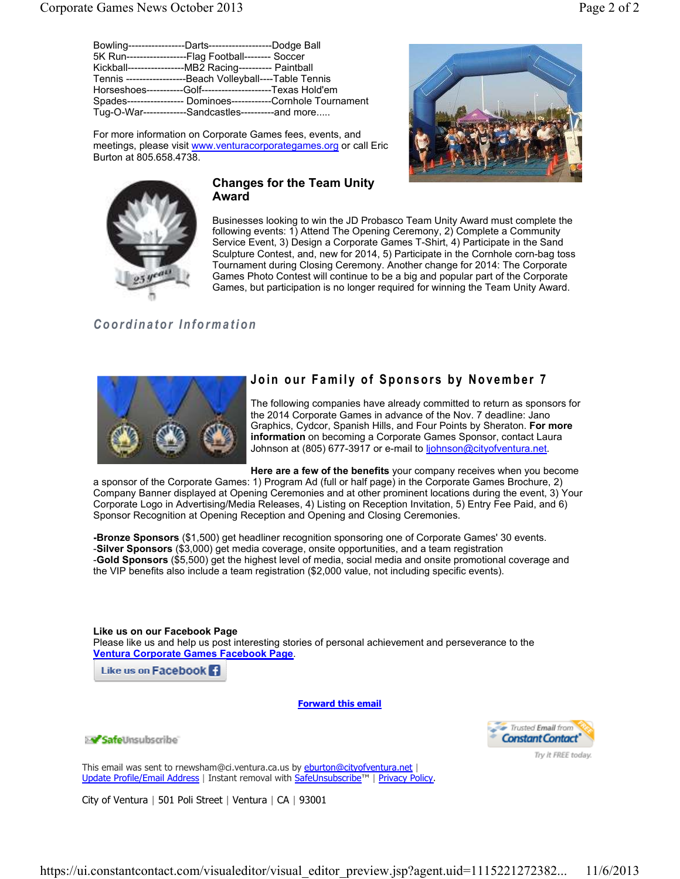Bowling-----------------Darts-------------------Dodge Ball
5K Run------------------Flag Football-------- Soccer
Kickball-----------------MB2 Racing---------- Paintball
Tennis ------------------Beach Volleyball----Table Tennis
Horseshoes-----------Golf---------------------Texas Hold'em
Spades----------------- Dominoes------------Cornhole Tournament
Tug-O-War-------------Sandcastles----------and more.....

For more information on Corporate Games fees, events, and meetings, please visit www.venturacorporategames.org or call Eric Burton at 805.658.4738.

### Changes for the Team Unity Award

Businesses looking to win the JD Probasco Team Unity Award must complete the following events: 1) Attend The Opening Ceremony, 2) Complete a Community Service Event, 3) Design a Corporate Games T-Shirt, 4) Participate in the Sand Sculpture Contest, and, new for 2014, 5) Participate in the Cornhole corn-bag toss Tournament during Closing Ceremony. Another change for 2014: The Corporate Games Photo Contest will continue to be a big and popular part of the Corporate Games, but participation is no longer required for winning the Team Unity Award.

## Coordinator Information

### Join our Family of Sponsors by November 7

The following companies have already committed to return as sponsors for the 2014 Corporate Games in advance of the Nov. 7 deadline: Jano Graphics, Cydcor, Spanish Hills, and Four Points by Sheraton. **For more information** on becoming a Corporate Games Sponsor, contact Laura Johnson at (805) 677-3917 or e-mail to ljohnson@cityofventura.net.

**Here are a few of the benefits** your company receives when you become a sponsor of the Corporate Games: 1) Program Ad (full or half page) in the Corporate Games Brochure, 2) Company Banner displayed at Opening Ceremonies and at other prominent locations during the event, 3) Your Corporate Logo in Advertising/Media Releases, 4) Listing on Reception Invitation, 5) Entry Fee Paid, and 6) Sponsor Recognition at Opening Reception and Opening and Closing Ceremonies.

-**Bronze Sponsors** ($1,500) get headliner recognition sponsoring one of Corporate Games' 30 events.
-**Silver Sponsors** ($3,000) get media coverage, onsite opportunities, and a team registration
-**Gold Sponsors** ($5,500) get the highest level of media, social media and onsite promotional coverage and the VIP benefits also include a team registration ($2,000 value, not including specific events).

**Like us on our Facebook Page**
Please like us and help us post interesting stories of personal achievement and perseverance to the **Ventura Corporate Games Facebook Page**.

Like us on Facebook

**Forward this email**

SafeUnsubscribe

Trusted Email from Constant Contact
Try it FREE today.

This email was sent to rnewsham@ci.ventura.ca.us by eburton@cityofventura.net | Update Profile/Email Address | Instant removal with SafeUnsubscribe™ | Privacy Policy.

City of Ventura | 501 Poli Street | Ventura | CA | 93001